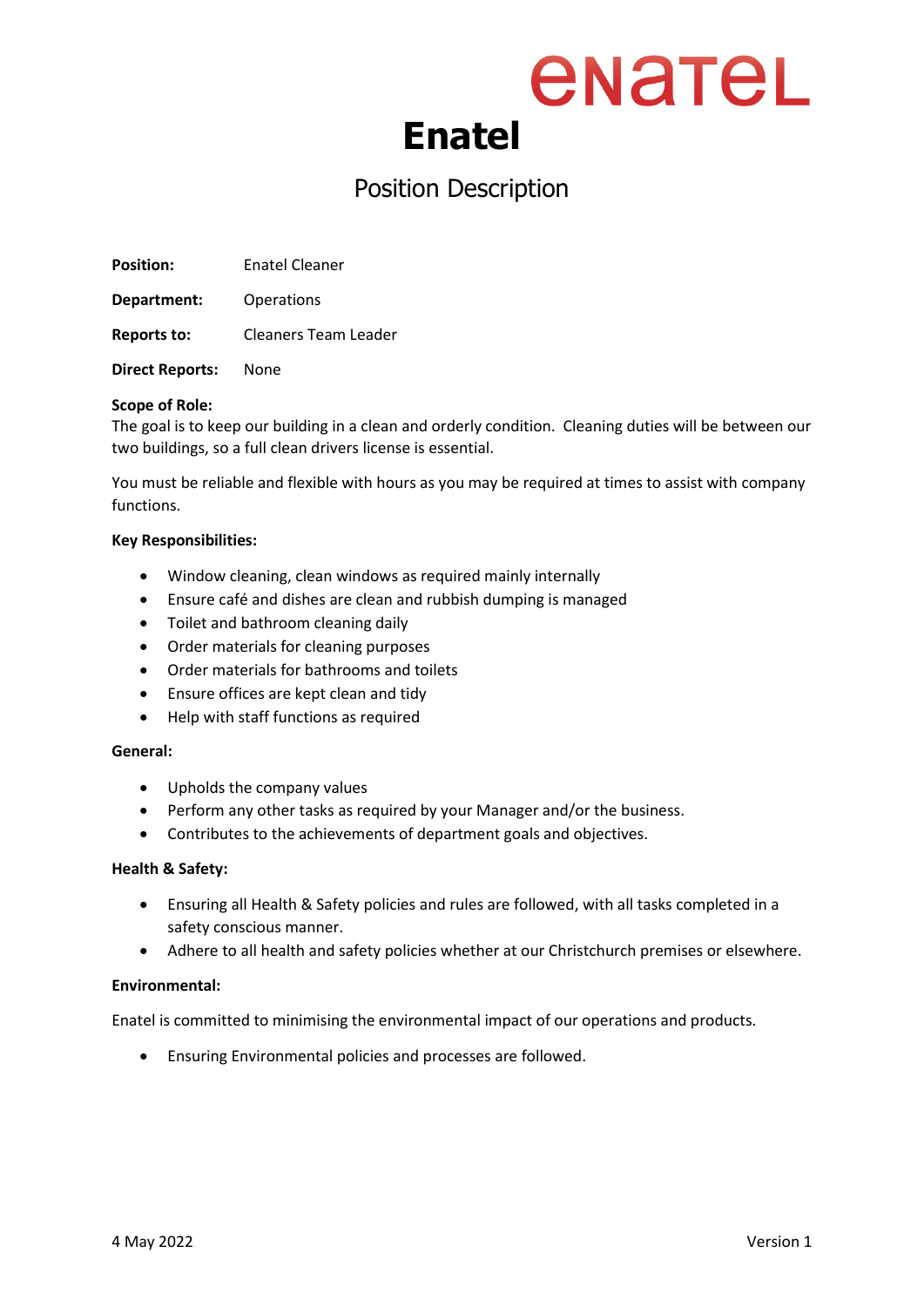# Enatel

## Position Description

**Position:** Enatel Cleaner

**Department:** Operations

**Reports to:** Cleaners Team Leader

**Direct Reports:** None

**Scope of Role:**
The goal is to keep our building in a clean and orderly condition. Cleaning duties will be between our two buildings, so a full clean drivers license is essential.

You must be reliable and flexible with hours as you may be required at times to assist with company functions.

**Key Responsibilities:**

- Window cleaning, clean windows as required mainly internally
- Ensure café and dishes are clean and rubbish dumping is managed
- Toilet and bathroom cleaning daily
- Order materials for cleaning purposes
- Order materials for bathrooms and toilets
- Ensure offices are kept clean and tidy
- Help with staff functions as required

**General:**

- Upholds the company values
- Perform any other tasks as required by your Manager and/or the business.
- Contributes to the achievements of department goals and objectives.

**Health & Safety:**

- Ensuring all Health & Safety policies and rules are followed, with all tasks completed in a safety conscious manner.
- Adhere to all health and safety policies whether at our Christchurch premises or elsewhere.

**Environmental:**

Enatel is committed to minimising the environmental impact of our operations and products.

- Ensuring Environmental policies and processes are followed.

4 May 2022 Version 1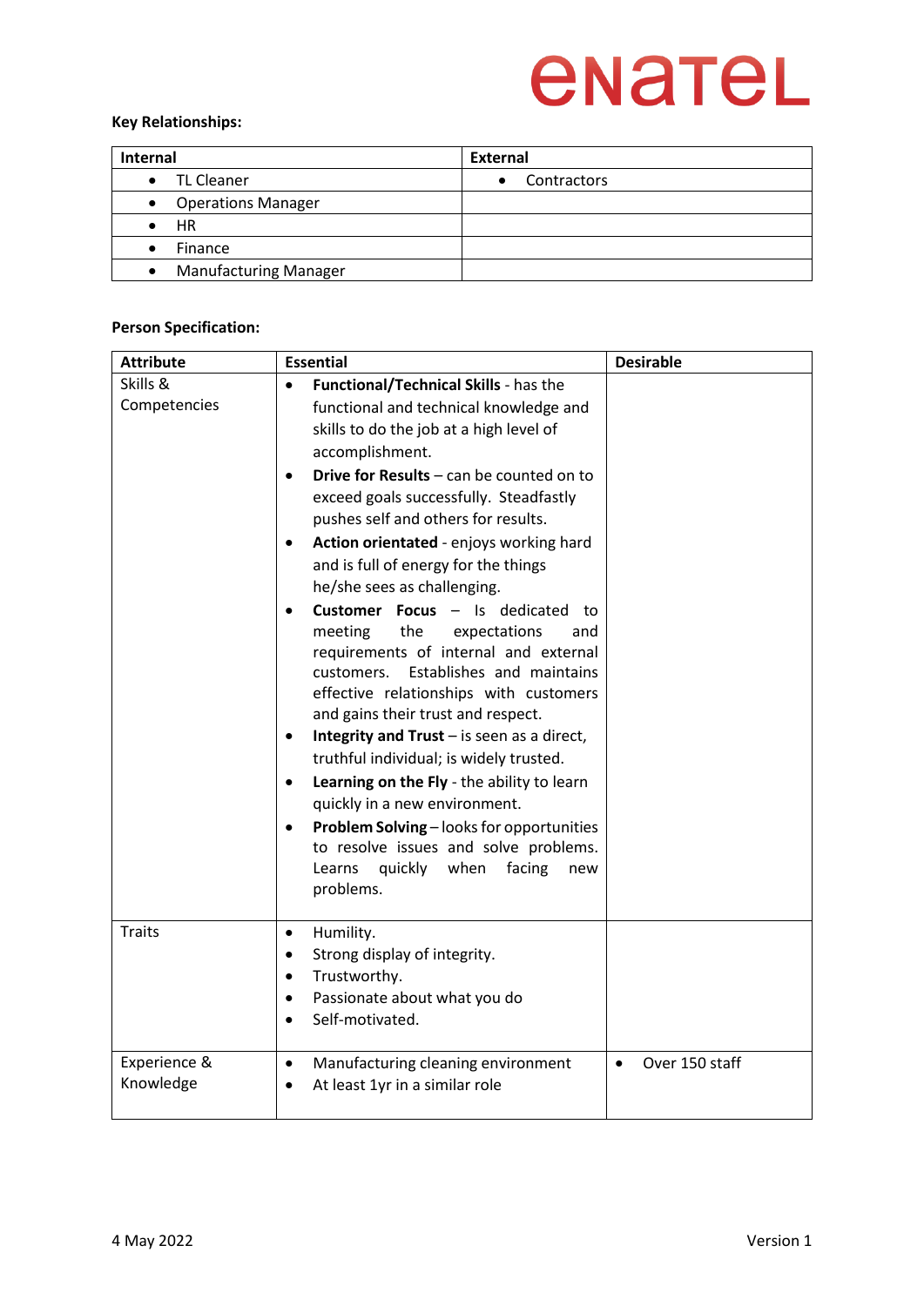**Key Relationships:**

| Internal | External |
|---|---|
| • TL Cleaner | • Contractors |
| • Operations Manager | |
| • HR | |
| • Finance | |
| • Manufacturing Manager | |

**Person Specification:**

| Attribute | Essential | Desirable |
|---|---|---|
| Skills & Competencies | • **Functional/Technical Skills** - has the functional and technical knowledge and skills to do the job at a high level of accomplishment.<br>• **Drive for Results** – can be counted on to exceed goals successfully. Steadfastly pushes self and others for results.<br>• **Action orientated** - enjoys working hard and is full of energy for the things he/she sees as challenging.<br>• **Customer Focus** – Is dedicated to meeting the expectations and requirements of internal and external customers. Establishes and maintains effective relationships with customers and gains their trust and respect.<br>• **Integrity and Trust** – is seen as a direct, truthful individual; is widely trusted.<br>• **Learning on the Fly** - the ability to learn quickly in a new environment.<br>• **Problem Solving** – looks for opportunities to resolve issues and solve problems. Learns quickly when facing new problems. | |
| Traits | • Humility.<br>• Strong display of integrity.<br>• Trustworthy.<br>• Passionate about what you do<br>• Self-motivated. | |
| Experience & Knowledge | • Manufacturing cleaning environment<br>• At least 1yr in a similar role | • Over 150 staff |

4 May 2022 Version 1